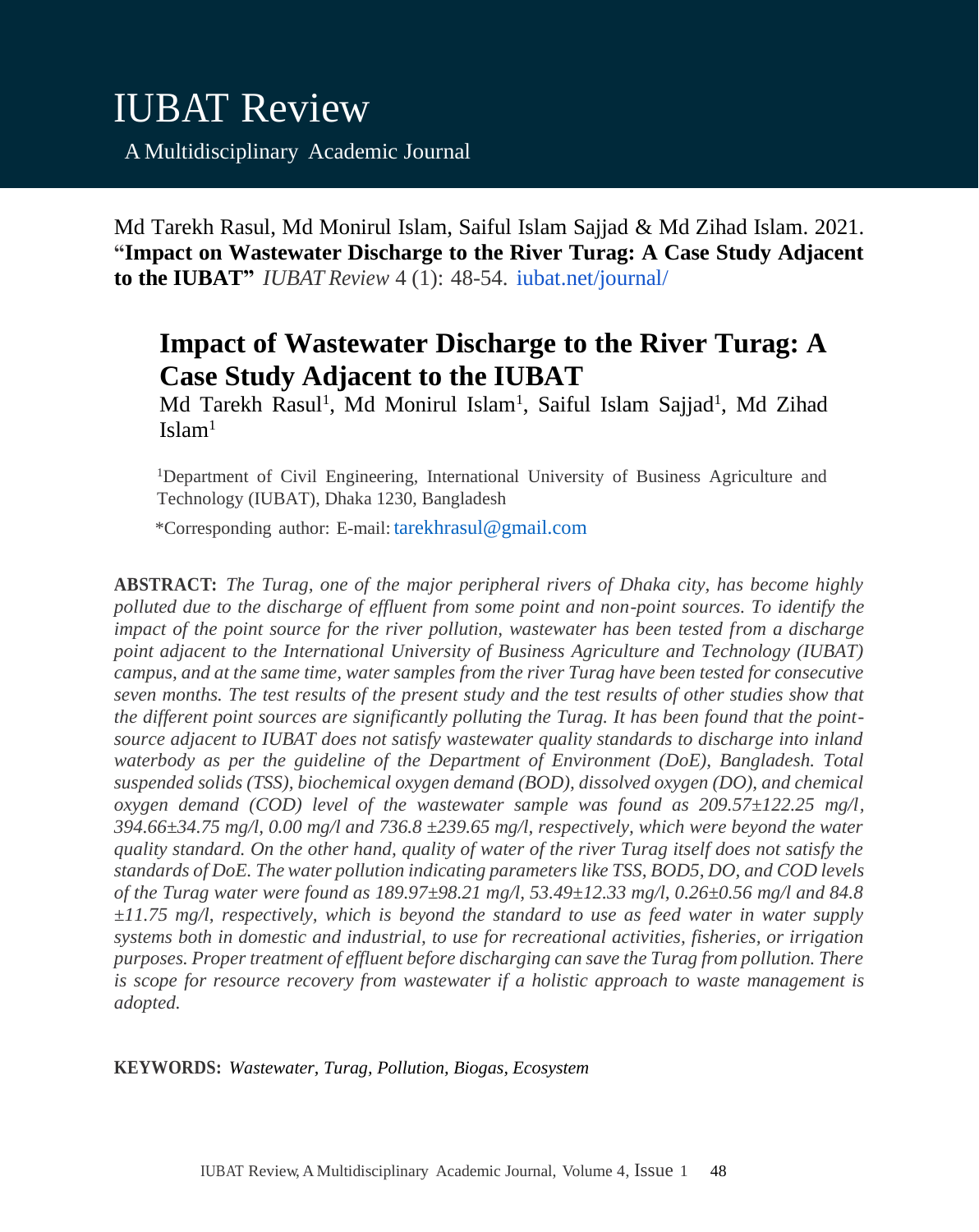# IUBAT Review

A Multidisciplinary Academic Journal

Md Tarekh Rasul, Md Monirul Islam, Saiful Islam Sajjad & Md Zihad Islam. 2021. "**Impact on Wastewater Discharge to the River Turag: A Case Study Adjacent to the IUBAT**" *IUBAT Review* 4 (1): 48-54. iubat.net/journal/

## Impact of Wastewater Discharge to the River Turag: A Case Study Adjacent to the IUBAT

Md Tarekh Rasul[1], Md Monirul Islam[1], Saiful Islam Sajjad[1], Md Zihad Islam[1]

[1]Department of Civil Engineering, International University of Business Agriculture and Technology (IUBAT), Dhaka 1230, Bangladesh

*Corresponding author: E-mail: tarekhrasul@gmail.com

**ABSTRACT:** *The Turag, one of the major peripheral rivers of Dhaka city, has become highly polluted due to the discharge of effluent from some point and non-point sources. To identify the impact of the point source for the river pollution, wastewater has been tested from a discharge point adjacent to the International University of Business Agriculture and Technology (IUBAT) campus, and at the same time, water samples from the river Turag have been tested for consecutive seven months. The test results of the present study and the test results of other studies show that the different point sources are significantly polluting the Turag. It has been found that the point-source adjacent to IUBAT does not satisfy wastewater quality standards to discharge into inland waterbody as per the guideline of the Department of Environment (DoE), Bangladesh. Total suspended solids (TSS), biochemical oxygen demand (BOD), dissolved oxygen (DO), and chemical oxygen demand (COD) level of the wastewater sample was found as 209.57±122.25 mg/l, 394.66±34.75 mg/l, 0.00 mg/l and 736.8 ±239.65 mg/l, respectively, which were beyond the water quality standard. On the other hand, quality of water of the river Turag itself does not satisfy the standards of DoE. The water pollution indicating parameters like TSS, BOD5, DO, and COD levels of the Turag water were found as 189.97±98.21 mg/l, 53.49±12.33 mg/l, 0.26±0.56 mg/l and 84.8 ±11.75 mg/l, respectively, which is beyond the standard to use as feed water in water supply systems both in domestic and industrial, to use for recreational activities, fisheries, or irrigation purposes. Proper treatment of effluent before discharging can save the Turag from pollution. There is scope for resource recovery from wastewater if a holistic approach to waste management is adopted.*

**KEYWORDS:** *Wastewater, Turag, Pollution, Biogas, Ecosystem*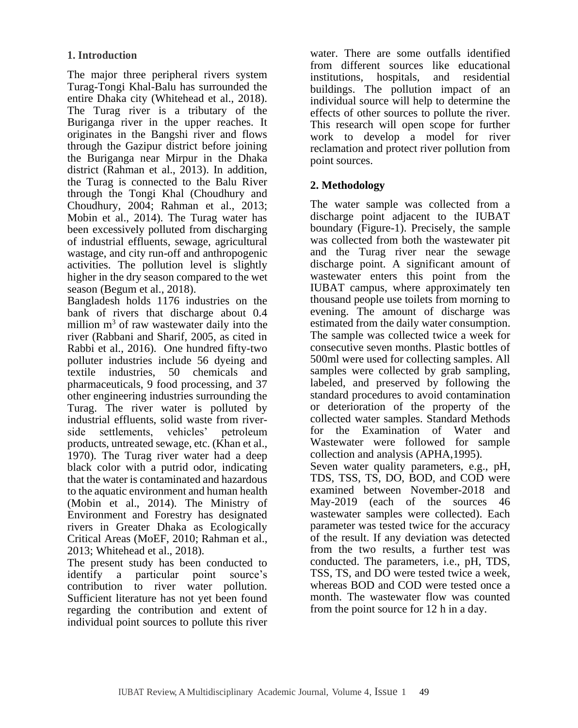## 1. Introduction

The major three peripheral rivers system Turag-Tongi Khal-Balu has surrounded the entire Dhaka city (Whitehead et al., 2018). The Turag river is a tributary of the Buriganga river in the upper reaches. It originates in the Bangshi river and flows through the Gazipur district before joining the Buriganga near Mirpur in the Dhaka district (Rahman et al., 2013). In addition, the Turag is connected to the Balu River through the Tongi Khal (Choudhury and Choudhury, 2004; Rahman et al., 2013; Mobin et al., 2014). The Turag water has been excessively polluted from discharging of industrial effluents, sewage, agricultural wastage, and city run-off and anthropogenic activities. The pollution level is slightly higher in the dry season compared to the wet season (Begum et al., 2018).

Bangladesh holds 1176 industries on the bank of rivers that discharge about 0.4 million $m^3$ of raw wastewater daily into the river (Rabbani and Sharif, 2005, as cited in Rabbi et al., 2016). One hundred fifty-two polluter industries include 56 dyeing and textile industries, 50 chemicals and pharmaceuticals, 9 food processing, and 37 other engineering industries surrounding the Turag. The river water is polluted by industrial effluents, solid waste from river-side settlements, vehicles' petroleum products, untreated sewage, etc. (Khan et al., 1970). The Turag river water had a deep black color with a putrid odor, indicating that the water is contaminated and hazardous to the aquatic environment and human health (Mobin et al., 2014). The Ministry of Environment and Forestry has designated rivers in Greater Dhaka as Ecologically Critical Areas (MoEF, 2010; Rahman et al., 2013; Whitehead et al., 2018).

The present study has been conducted to identify a particular point source's contribution to river water pollution. Sufficient literature has not yet been found regarding the contribution and extent of individual point sources to pollute this river water. There are some outfalls identified from different sources like educational institutions, hospitals, and residential buildings. The pollution impact of an individual source will help to determine the effects of other sources to pollute the river. This research will open scope for further work to develop a model for river reclamation and protect river pollution from point sources.

## 2. Methodology

The water sample was collected from a discharge point adjacent to the IUBAT boundary (Figure-1). Precisely, the sample was collected from both the wastewater pit and the Turag river near the sewage discharge point. A significant amount of wastewater enters this point from the IUBAT campus, where approximately ten thousand people use toilets from morning to evening. The amount of discharge was estimated from the daily water consumption. The sample was collected twice a week for consecutive seven months. Plastic bottles of 500ml were used for collecting samples. All samples were collected by grab sampling, labeled, and preserved by following the standard procedures to avoid contamination or deterioration of the property of the collected water samples. Standard Methods for the Examination of Water and Wastewater were followed for sample collection and analysis (APHA,1995).

Seven water quality parameters, e.g., pH, TDS, TSS, TS, DO, BOD, and COD were examined between November-2018 and May-2019 (each of the sources 46 wastewater samples were collected). Each parameter was tested twice for the accuracy of the result. If any deviation was detected from the two results, a further test was conducted. The parameters, i.e., pH, TDS, TSS, TS, and DO were tested twice a week, whereas BOD and COD were tested once a month. The wastewater flow was counted from the point source for 12 h in a day.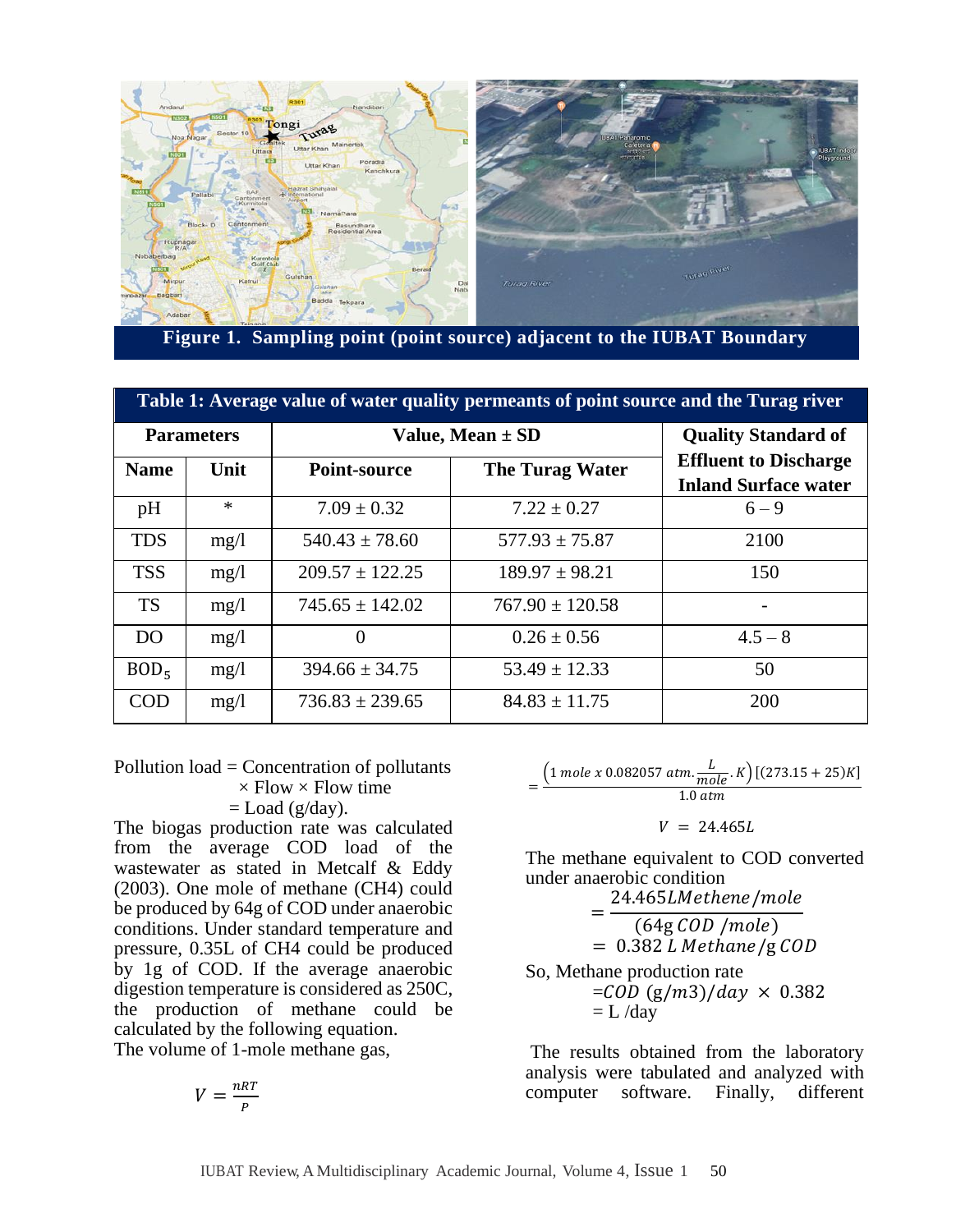Figure 1. Sampling point (point source) adjacent to the IUBAT Boundary

| Table 1: Average value of water quality permeants of point source and the Turag river | | | | |
|---|---|---|---|---|
| **Parameters** | | **Value, Mean ± SD** | | **Quality Standard of Effluent to Discharge Inland Surface water** |
| **Name** | **Unit** | **Point-source** | **The Turag Water** | |
| pH | * | 7.09 ± 0.32 | 7.22 ± 0.27 | 6 – 9 |
| TDS | mg/l | 540.43 ± 78.60 | 577.93 ± 75.87 | 2100 |
| TSS | mg/l | 209.57 ± 122.25 | 189.97 ± 98.21 | 150 |
| TS | mg/l | 745.65 ± 142.02 | 767.90 ± 120.58 | - |
| DO | mg/l | 0 | 0.26 ± 0.56 | 4.5 – 8 |
| $BOD_5$ | mg/l | 394.66 ± 34.75 | 53.49 ± 12.33 | 50 |
| COD | mg/l | 736.83 ± 239.65 | 84.83 ± 11.75 | 200 |

Pollution load = Concentration of pollutants × Flow × Flow time
= Load (g/day).

The biogas production rate was calculated from the average COD load of the wastewater as stated in Metcalf & Eddy (2003). One mole of methane ($CH_4$) could be produced by 64g of COD under anaerobic conditions. Under standard temperature and pressure, 0.35L of CH4 could be produced by 1g of COD. If the average anaerobic digestion temperature is considered as 250C, the production of methane could be calculated by the following equation.

The volume of 1-mole methane gas,

$$V = \frac{nRT}{P}$$

$$= \frac{\left(1\, mole\ x\ 0.082057\ atm.\frac{L}{mole}.K\right)[(273.15+25)K]}{1.0\ atm}$$

$$V = 24.465L$$

The methane equivalent to COD converted under anaerobic condition

$$= \frac{24.465 L Methene/mole}{(64g\ COD\ /mole)}$$

$$= 0.382\ L\ Methane/g\ COD$$

So, Methane production rate

$$= COD\ (g/m3)/day \times 0.382$$

= L /day

The results obtained from the laboratory analysis were tabulated and analyzed with computer software. Finally, different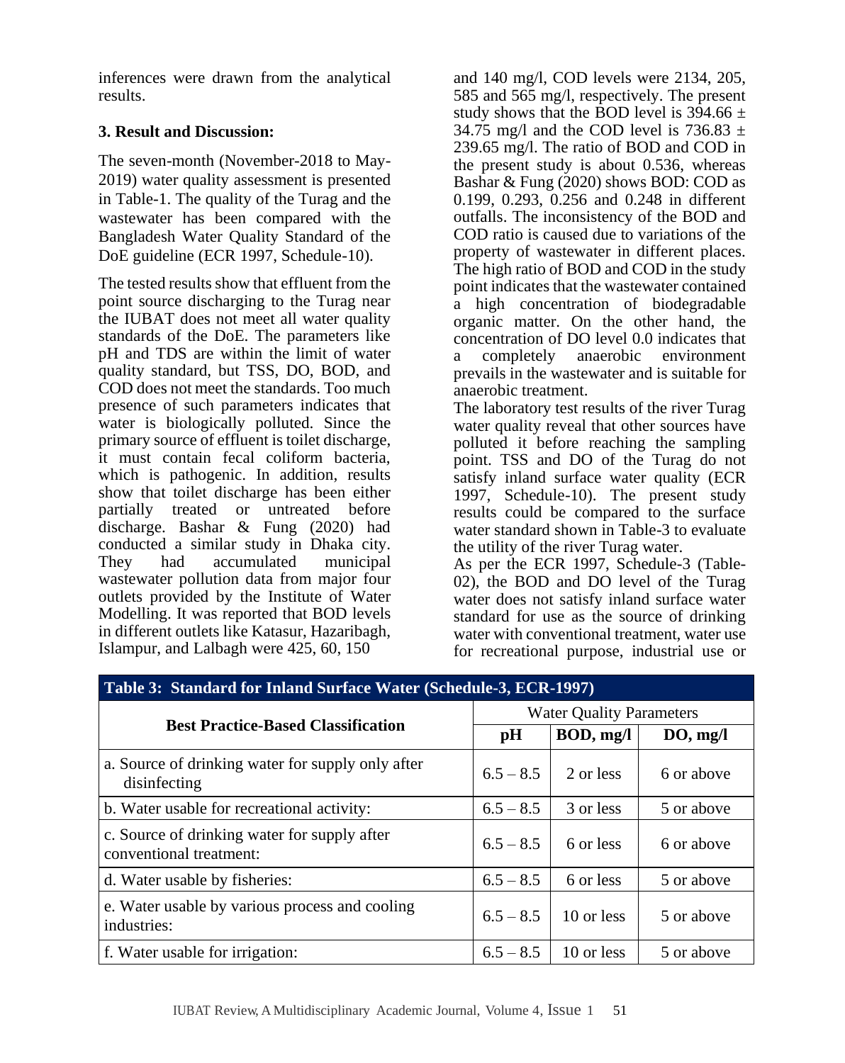inferences were drawn from the analytical results.

### 3. Result and Discussion:

The seven-month (November-2018 to May-2019) water quality assessment is presented in Table-1. The quality of the Turag and the wastewater has been compared with the Bangladesh Water Quality Standard of the DoE guideline (ECR 1997, Schedule-10).

The tested results show that effluent from the point source discharging to the Turag near the IUBAT does not meet all water quality standards of the DoE. The parameters like pH and TDS are within the limit of water quality standard, but TSS, DO, BOD, and COD does not meet the standards. Too much presence of such parameters indicates that water is biologically polluted. Since the primary source of effluent is toilet discharge, it must contain fecal coliform bacteria, which is pathogenic. In addition, results show that toilet discharge has been either partially treated or untreated before discharge. Bashar & Fung (2020) had conducted a similar study in Dhaka city. They had accumulated municipal wastewater pollution data from major four outlets provided by the Institute of Water Modelling. It was reported that BOD levels in different outlets like Katasur, Hazaribagh, Islampur, and Lalbagh were 425, 60, 150 and 140 mg/l, COD levels were 2134, 205, 585 and 565 mg/l, respectively. The present study shows that the BOD level is 394.66 ± 34.75 mg/l and the COD level is 736.83 ± 239.65 mg/l. The ratio of BOD and COD in the present study is about 0.536, whereas Bashar & Fung (2020) shows BOD: COD as 0.199, 0.293, 0.256 and 0.248 in different outfalls. The inconsistency of the BOD and COD ratio is caused due to variations of the property of wastewater in different places. The high ratio of BOD and COD in the study point indicates that the wastewater contained a high concentration of biodegradable organic matter. On the other hand, the concentration of DO level 0.0 indicates that a completely anaerobic environment prevails in the wastewater and is suitable for anaerobic treatment.

The laboratory test results of the river Turag water quality reveal that other sources have polluted it before reaching the sampling point. TSS and DO of the Turag do not satisfy inland surface water quality (ECR 1997, Schedule-10). The present study results could be compared to the surface water standard shown in Table-3 to evaluate the utility of the river Turag water.

As per the ECR 1997, Schedule-3 (Table-02), the BOD and DO level of the Turag water does not satisfy inland surface water standard for use as the source of drinking water with conventional treatment, water use for recreational purpose, industrial use or

**Table 3: Standard for Inland Surface Water (Schedule-3, ECR-1997)**

| Best Practice-Based Classification | Water Quality Parameters | | |
|---|---|---|---|
| | **pH** | **BOD, mg/l** | **DO, mg/l** |
| a. Source of drinking water for supply only after disinfecting | 6.5 – 8.5 | 2 or less | 6 or above |
| b. Water usable for recreational activity: | 6.5 – 8.5 | 3 or less | 5 or above |
| c. Source of drinking water for supply after conventional treatment: | 6.5 – 8.5 | 6 or less | 6 or above |
| d. Water usable by fisheries: | 6.5 – 8.5 | 6 or less | 5 or above |
| e. Water usable by various process and cooling industries: | 6.5 – 8.5 | 10 or less | 5 or above |
| f. Water usable for irrigation: | 6.5 – 8.5 | 10 or less | 5 or above |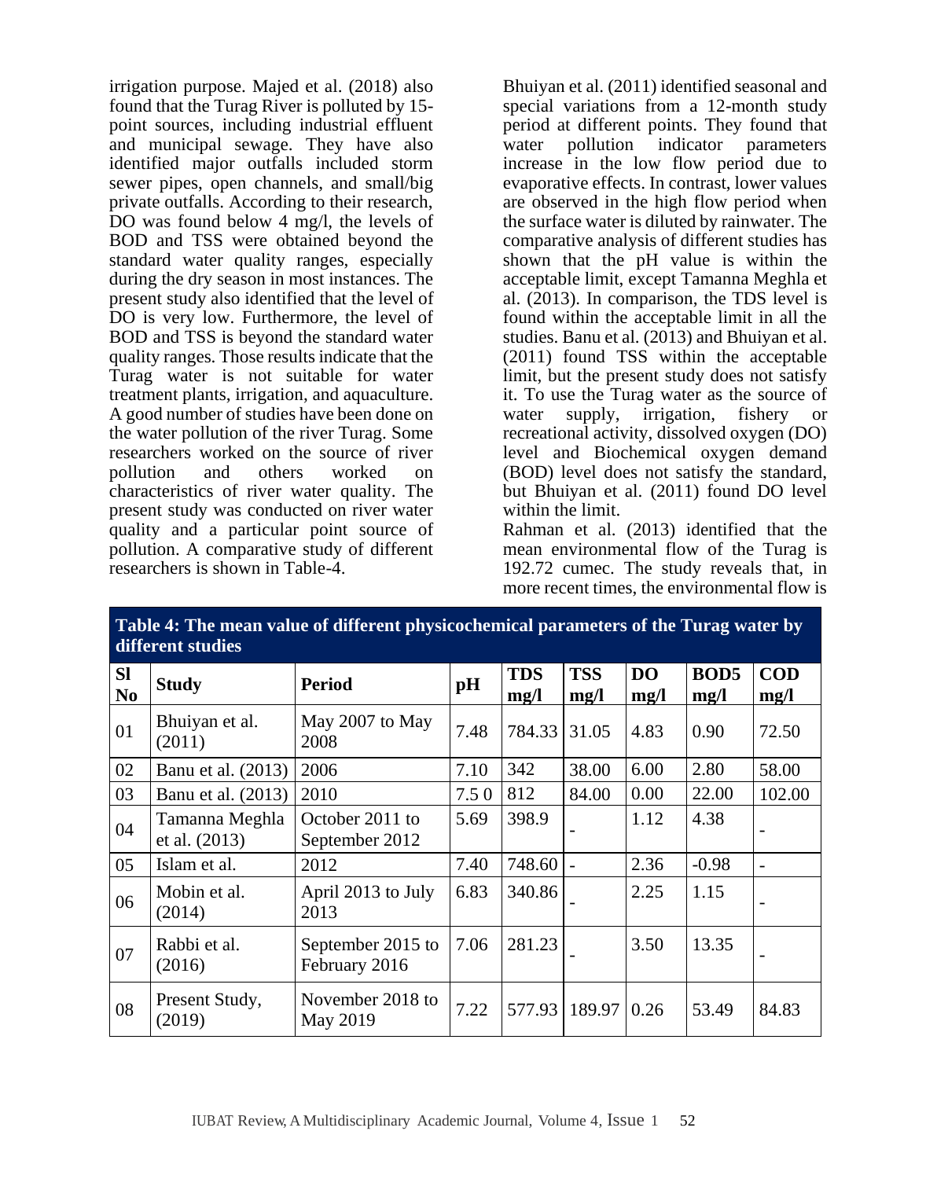irrigation purpose. Majed et al. (2018) also found that the Turag River is polluted by 15-point sources, including industrial effluent and municipal sewage. They have also identified major outfalls included storm sewer pipes, open channels, and small/big private outfalls. According to their research, DO was found below 4 mg/l, the levels of BOD and TSS were obtained beyond the standard water quality ranges, especially during the dry season in most instances. The present study also identified that the level of DO is very low. Furthermore, the level of BOD and TSS is beyond the standard water quality ranges. Those results indicate that the Turag water is not suitable for water treatment plants, irrigation, and aquaculture. A good number of studies have been done on the water pollution of the river Turag. Some researchers worked on the source of river pollution and others worked on characteristics of river water quality. The present study was conducted on river water quality and a particular point source of pollution. A comparative study of different researchers is shown in Table-4.

Bhuiyan et al. (2011) identified seasonal and special variations from a 12-month study period at different points. They found that water pollution indicator parameters increase in the low flow period due to evaporative effects. In contrast, lower values are observed in the high flow period when the surface water is diluted by rainwater. The comparative analysis of different studies has shown that the pH value is within the acceptable limit, except Tamanna Meghla et al. (2013). In comparison, the TDS level is found within the acceptable limit in all the studies. Banu et al. (2013) and Bhuiyan et al. (2011) found TSS within the acceptable limit, but the present study does not satisfy it. To use the Turag water as the source of water supply, irrigation, fishery or recreational activity, dissolved oxygen (DO) level and Biochemical oxygen demand (BOD) level does not satisfy the standard, but Bhuiyan et al. (2011) found DO level within the limit.

Rahman et al. (2013) identified that the mean environmental flow of the Turag is 192.72 cumec. The study reveals that, in more recent times, the environmental flow is

**Table 4: The mean value of different physicochemical parameters of the Turag water by different studies**

| Sl No | Study | Period | pH | TDS mg/l | TSS mg/l | DO mg/l | BOD5 mg/l | COD mg/l |
|---|---|---|---|---|---|---|---|---|
| 01 | Bhuiyan et al. (2011) | May 2007 to May 2008 | 7.48 | 784.33 | 31.05 | 4.83 | 0.90 | 72.50 |
| 02 | Banu et al. (2013) | 2006 | 7.10 | 342 | 38.00 | 6.00 | 2.80 | 58.00 |
| 03 | Banu et al. (2013) | 2010 | 7.5 0 | 812 | 84.00 | 0.00 | 22.00 | 102.00 |
| 04 | Tamanna Meghla et al. (2013) | October 2011 to September 2012 | 5.69 | 398.9 | - | 1.12 | 4.38 | - |
| 05 | Islam et al. | 2012 | 7.40 | 748.60 | - | 2.36 | -0.98 | - |
| 06 | Mobin et al. (2014) | April 2013 to July 2013 | 6.83 | 340.86 | - | 2.25 | 1.15 | - |
| 07 | Rabbi et al. (2016) | September 2015 to February 2016 | 7.06 | 281.23 | - | 3.50 | 13.35 | - |
| 08 | Present Study, (2019) | November 2018 to May 2019 | 7.22 | 577.93 | 189.97 | 0.26 | 53.49 | 84.83 |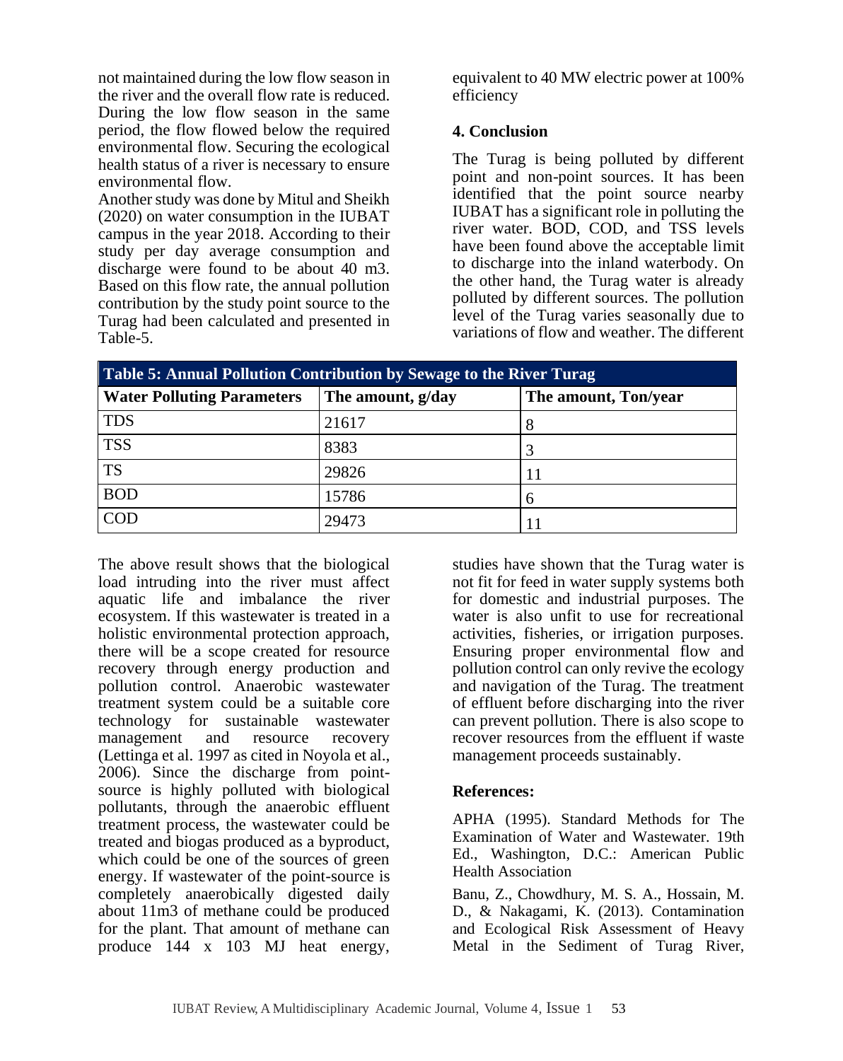not maintained during the low flow season in the river and the overall flow rate is reduced. During the low flow season in the same period, the flow flowed below the required environmental flow. Securing the ecological health status of a river is necessary to ensure environmental flow.

Another study was done by Mitul and Sheikh (2020) on water consumption in the IUBAT campus in the year 2018. According to their study per day average consumption and discharge were found to be about 40 m3. Based on this flow rate, the annual pollution contribution by the study point source to the Turag had been calculated and presented in Table-5.

**Table 5: Annual Pollution Contribution by Sewage to the River Turag**

| Water Polluting Parameters | The amount, g/day | The amount, Ton/year |
|---|---|---|
| TDS | 21617 | 8 |
| TSS | 8383 | 3 |
| TS | 29826 | 11 |
| BOD | 15786 | 6 |
| COD | 29473 | 11 |

The above result shows that the biological load intruding into the river must affect aquatic life and imbalance the river ecosystem. If this wastewater is treated in a holistic environmental protection approach, there will be a scope created for resource recovery through energy production and pollution control. Anaerobic wastewater treatment system could be a suitable core technology for sustainable wastewater management and resource recovery (Lettinga et al. 1997 as cited in Noyola et al., 2006). Since the discharge from point-source is highly polluted with biological pollutants, through the anaerobic effluent treatment process, the wastewater could be treated and biogas produced as a byproduct, which could be one of the sources of green energy. If wastewater of the point-source is completely anaerobically digested daily about 11m3 of methane could be produced for the plant. That amount of methane can produce 144 x 103 MJ heat energy, equivalent to 40 MW electric power at 100% efficiency

## 4. Conclusion

The Turag is being polluted by different point and non-point sources. It has been identified that the point source nearby IUBAT has a significant role in polluting the river water. BOD, COD, and TSS levels have been found above the acceptable limit to discharge into the inland waterbody. On the other hand, the Turag water is already polluted by different sources. The pollution level of the Turag varies seasonally due to variations of flow and weather. The different studies have shown that the Turag water is not fit for feed in water supply systems both for domestic and industrial purposes. The water is also unfit to use for recreational activities, fisheries, or irrigation purposes. Ensuring proper environmental flow and pollution control can only revive the ecology and navigation of the Turag. The treatment of effluent before discharging into the river can prevent pollution. There is also scope to recover resources from the effluent if waste management proceeds sustainably.

## References:

APHA (1995). Standard Methods for The Examination of Water and Wastewater. 19th Ed., Washington, D.C.: American Public Health Association

Banu, Z., Chowdhury, M. S. A., Hossain, M. D., & Nakagami, K. (2013). Contamination and Ecological Risk Assessment of Heavy Metal in the Sediment of Turag River,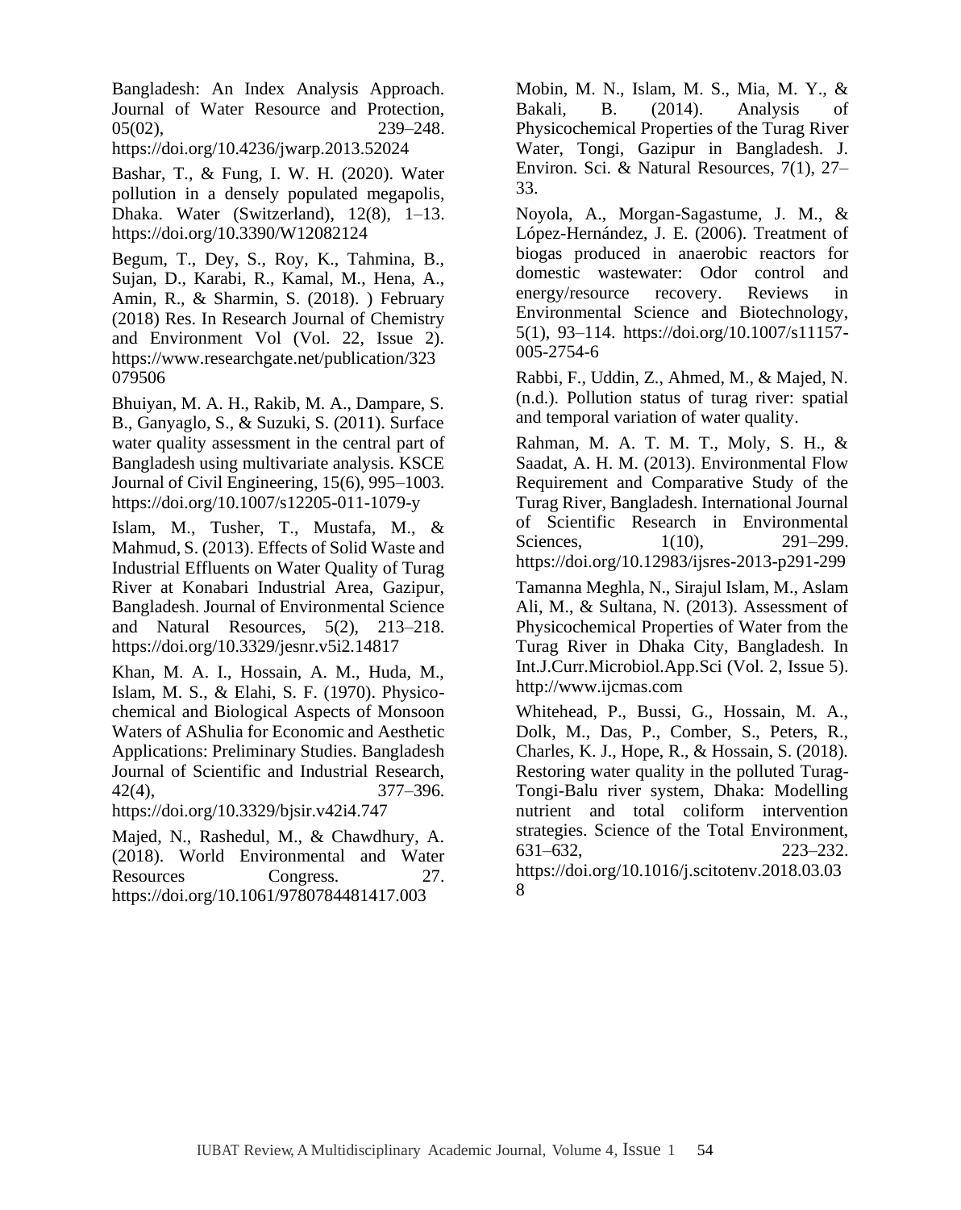Bangladesh: An Index Analysis Approach. Journal of Water Resource and Protection, 05(02), 239–248. https://doi.org/10.4236/jwarp.2013.52024

Bashar, T., & Fung, I. W. H. (2020). Water pollution in a densely populated megapolis, Dhaka. Water (Switzerland), 12(8), 1–13. https://doi.org/10.3390/W12082124

Begum, T., Dey, S., Roy, K., Tahmina, B., Sujan, D., Karabi, R., Kamal, M., Hena, A., Amin, R., & Sharmin, S. (2018). ) February (2018) Res. In Research Journal of Chemistry and Environment Vol (Vol. 22, Issue 2). https://www.researchgate.net/publication/323079506

Bhuiyan, M. A. H., Rakib, M. A., Dampare, S. B., Ganyaglo, S., & Suzuki, S. (2011). Surface water quality assessment in the central part of Bangladesh using multivariate analysis. KSCE Journal of Civil Engineering, 15(6), 995–1003. https://doi.org/10.1007/s12205-011-1079-y

Islam, M., Tusher, T., Mustafa, M., & Mahmud, S. (2013). Effects of Solid Waste and Industrial Effluents on Water Quality of Turag River at Konabari Industrial Area, Gazipur, Bangladesh. Journal of Environmental Science and Natural Resources, 5(2), 213–218. https://doi.org/10.3329/jesnr.v5i2.14817

Khan, M. A. I., Hossain, A. M., Huda, M., Islam, M. S., & Elahi, S. F. (1970). Physico-chemical and Biological Aspects of Monsoon Waters of AShulia for Economic and Aesthetic Applications: Preliminary Studies. Bangladesh Journal of Scientific and Industrial Research, 42(4), 377–396. https://doi.org/10.3329/bjsir.v42i4.747

Majed, N., Rashedul, M., & Chawdhury, A. (2018). World Environmental and Water Resources Congress. 27. https://doi.org/10.1061/9780784481417.003

Mobin, M. N., Islam, M. S., Mia, M. Y., & Bakali, B. (2014). Analysis of Physicochemical Properties of the Turag River Water, Tongi, Gazipur in Bangladesh. J. Environ. Sci. & Natural Resources, 7(1), 27–33.

Noyola, A., Morgan-Sagastume, J. M., & López-Hernández, J. E. (2006). Treatment of biogas produced in anaerobic reactors for domestic wastewater: Odor control and energy/resource recovery. Reviews in Environmental Science and Biotechnology, 5(1), 93–114. https://doi.org/10.1007/s11157-005-2754-6

Rabbi, F., Uddin, Z., Ahmed, M., & Majed, N. (n.d.). Pollution status of turag river: spatial and temporal variation of water quality.

Rahman, M. A. T. M. T., Moly, S. H., & Saadat, A. H. M. (2013). Environmental Flow Requirement and Comparative Study of the Turag River, Bangladesh. International Journal of Scientific Research in Environmental Sciences, 1(10), 291–299. https://doi.org/10.12983/ijsres-2013-p291-299

Tamanna Meghla, N., Sirajul Islam, M., Aslam Ali, M., & Sultana, N. (2013). Assessment of Physicochemical Properties of Water from the Turag River in Dhaka City, Bangladesh. In Int.J.Curr.Microbiol.App.Sci (Vol. 2, Issue 5). http://www.ijcmas.com

Whitehead, P., Bussi, G., Hossain, M. A., Dolk, M., Das, P., Comber, S., Peters, R., Charles, K. J., Hope, R., & Hossain, S. (2018). Restoring water quality in the polluted Turag-Tongi-Balu river system, Dhaka: Modelling nutrient and total coliform intervention strategies. Science of the Total Environment, 631–632, 223–232. https://doi.org/10.1016/j.scitotenv.2018.03.038